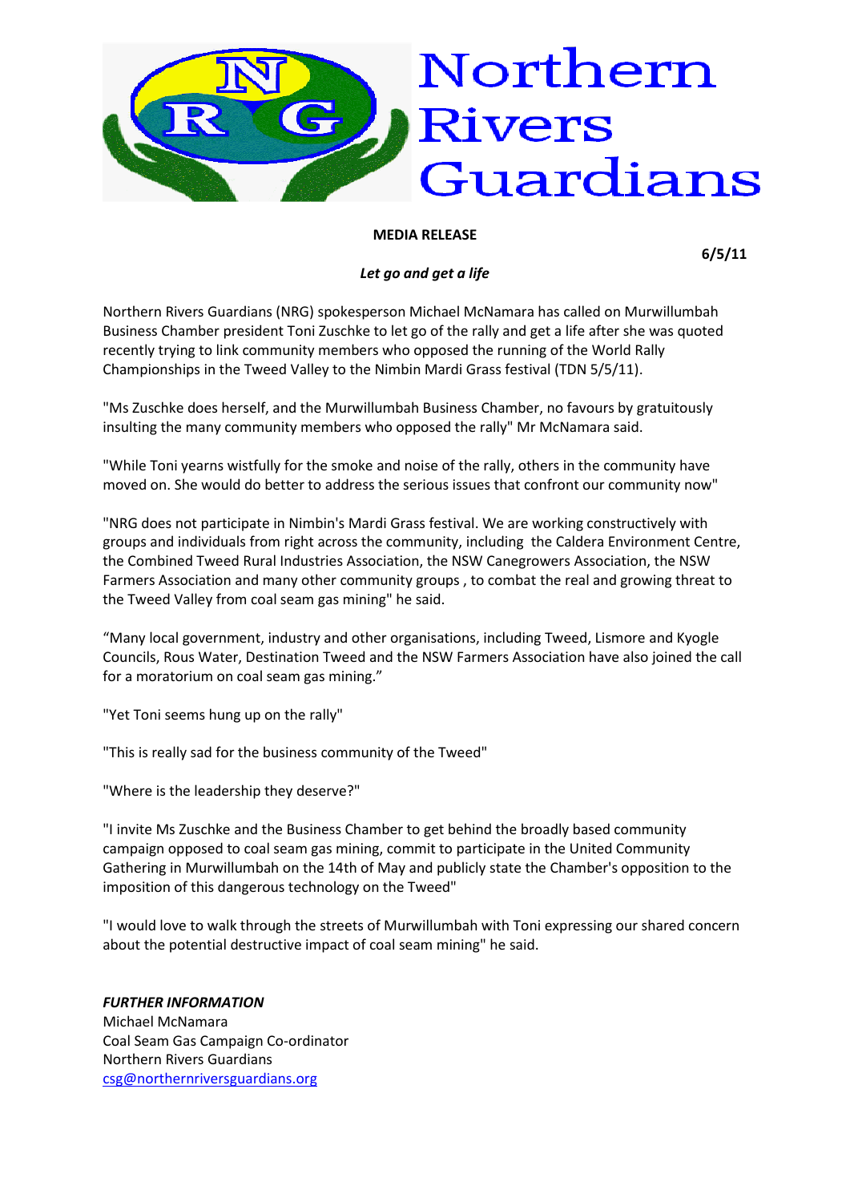# Northern Rivers Guardians

**MEDIA RELEASE**

**6/5/11**

***Let go and get a life***

Northern Rivers Guardians (NRG) spokesperson Michael McNamara has called on Murwillumbah Business Chamber president Toni Zuschke to let go of the rally and get a life after she was quoted recently trying to link community members who opposed the running of the World Rally Championships in the Tweed Valley to the Nimbin Mardi Grass festival (TDN 5/5/11).

"Ms Zuschke does herself, and the Murwillumbah Business Chamber, no favours by gratuitously insulting the many community members who opposed the rally" Mr McNamara said.

"While Toni yearns wistfully for the smoke and noise of the rally, others in the community have moved on. She would do better to address the serious issues that confront our community now"

"NRG does not participate in Nimbin's Mardi Grass festival. We are working constructively with groups and individuals from right across the community, including the Caldera Environment Centre, the Combined Tweed Rural Industries Association, the NSW Canegrowers Association, the NSW Farmers Association and many other community groups , to combat the real and growing threat to the Tweed Valley from coal seam gas mining" he said.

"Many local government, industry and other organisations, including Tweed, Lismore and Kyogle Councils, Rous Water, Destination Tweed and the NSW Farmers Association have also joined the call for a moratorium on coal seam gas mining."

"Yet Toni seems hung up on the rally"

"This is really sad for the business community of the Tweed"

"Where is the leadership they deserve?"

"I invite Ms Zuschke and the Business Chamber to get behind the broadly based community campaign opposed to coal seam gas mining, commit to participate in the United Community Gathering in Murwillumbah on the 14th of May and publicly state the Chamber's opposition to the imposition of this dangerous technology on the Tweed"

"I would love to walk through the streets of Murwillumbah with Toni expressing our shared concern about the potential destructive impact of coal seam mining" he said.

***FURTHER INFORMATION***

Michael McNamara
Coal Seam Gas Campaign Co-ordinator
Northern Rivers Guardians
csg@northernriversguardians.org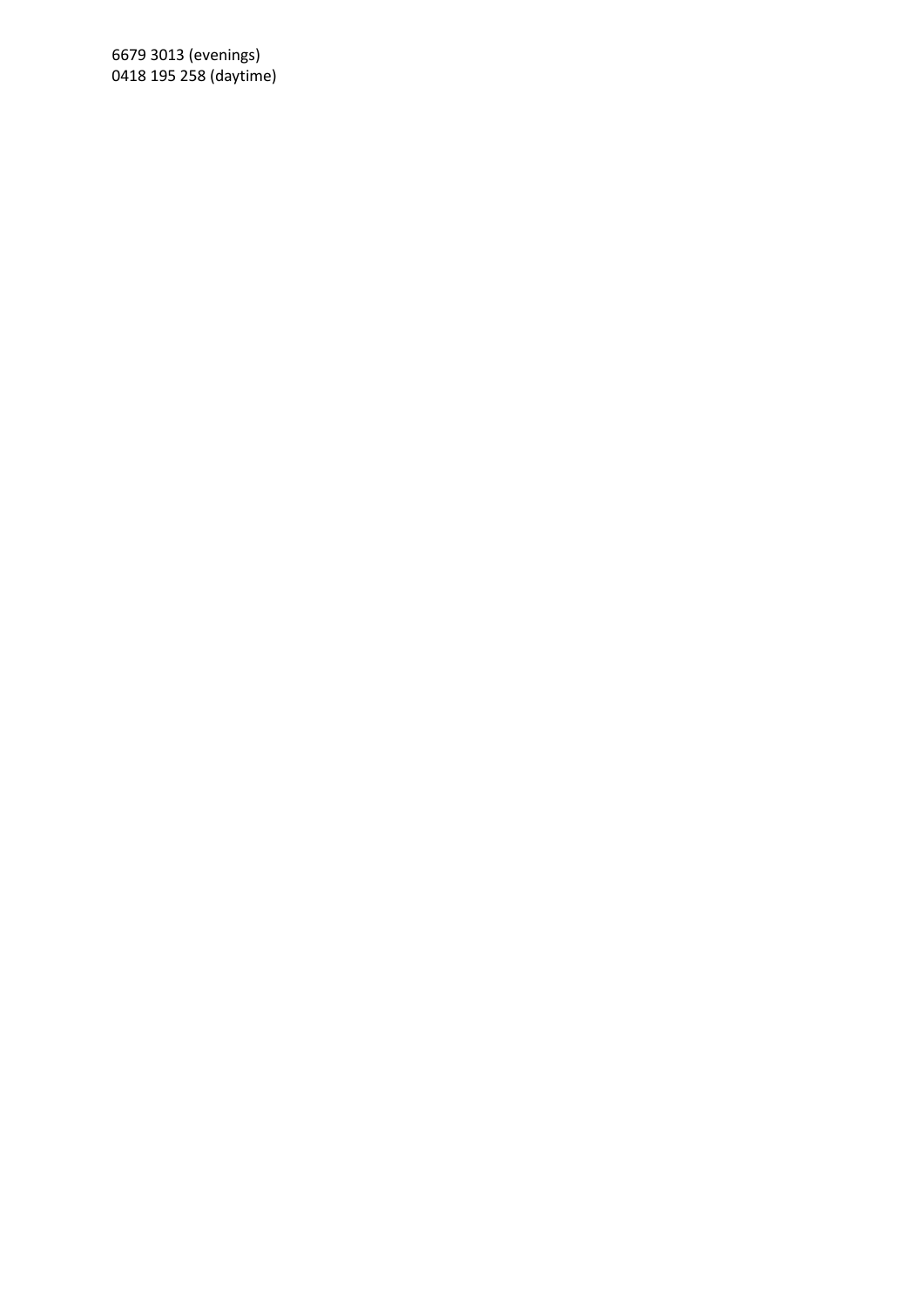6679 3013 (evenings)
0418 195 258 (daytime)